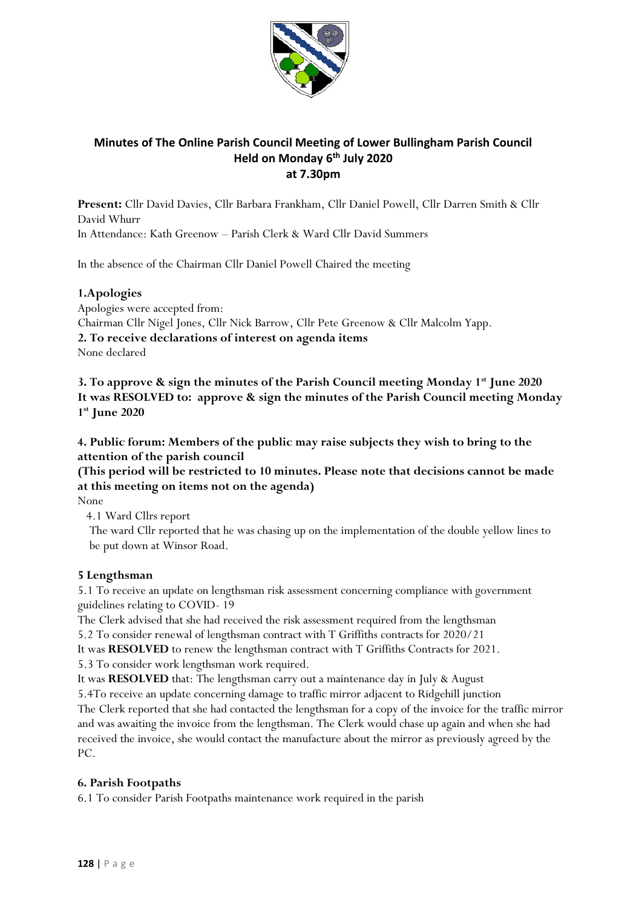# Minutes of The Online Parish Council Meeting of Lower Bullingham Parish Council Held on Monday 6th July 2020 at 7.30pm

**Present:** Cllr David Davies, Cllr Barbara Frankham, Cllr Daniel Powell, Cllr Darren Smith & Cllr David Whurr
In Attendance: Kath Greenow – Parish Clerk & Ward Cllr David Summers

In the absence of the Chairman Cllr Daniel Powell Chaired the meeting

**1.Apologies**
Apologies were accepted from:
Chairman Cllr Nigel Jones, Cllr Nick Barrow, Cllr Pete Greenow & Cllr Malcolm Yapp.

**2. To receive declarations of interest on agenda items**
None declared

**3. To approve & sign the minutes of the Parish Council meeting Monday 1st June 2020**
**It was RESOLVED to: approve & sign the minutes of the Parish Council meeting Monday 1st June 2020**

**4. Public forum: Members of the public may raise subjects they wish to bring to the attention of the parish council**
**(This period will be restricted to 10 minutes. Please note that decisions cannot be made at this meeting on items not on the agenda)**
None

4.1 Ward Cllrs report
The ward Cllr reported that he was chasing up on the implementation of the double yellow lines to be put down at Winsor Road.

**5 Lengthsman**
5.1 To receive an update on lengthsman risk assessment concerning compliance with government guidelines relating to COVID- 19
The Clerk advised that she had received the risk assessment required from the lengthsman
5.2 To consider renewal of lengthsman contract with T Griffiths contracts for 2020/21
It was **RESOLVED** to renew the lengthsman contract with T Griffiths Contracts for 2021.
5.3 To consider work lengthsman work required.
It was **RESOLVED** that: The lengthsman carry out a maintenance day in July & August
5.4To receive an update concerning damage to traffic mirror adjacent to Ridgehill junction
The Clerk reported that she had contacted the lengthsman for a copy of the invoice for the traffic mirror and was awaiting the invoice from the lengthsman. The Clerk would chase up again and when she had received the invoice, she would contact the manufacture about the mirror as previously agreed by the PC.

**6. Parish Footpaths**
6.1 To consider Parish Footpaths maintenance work required in the parish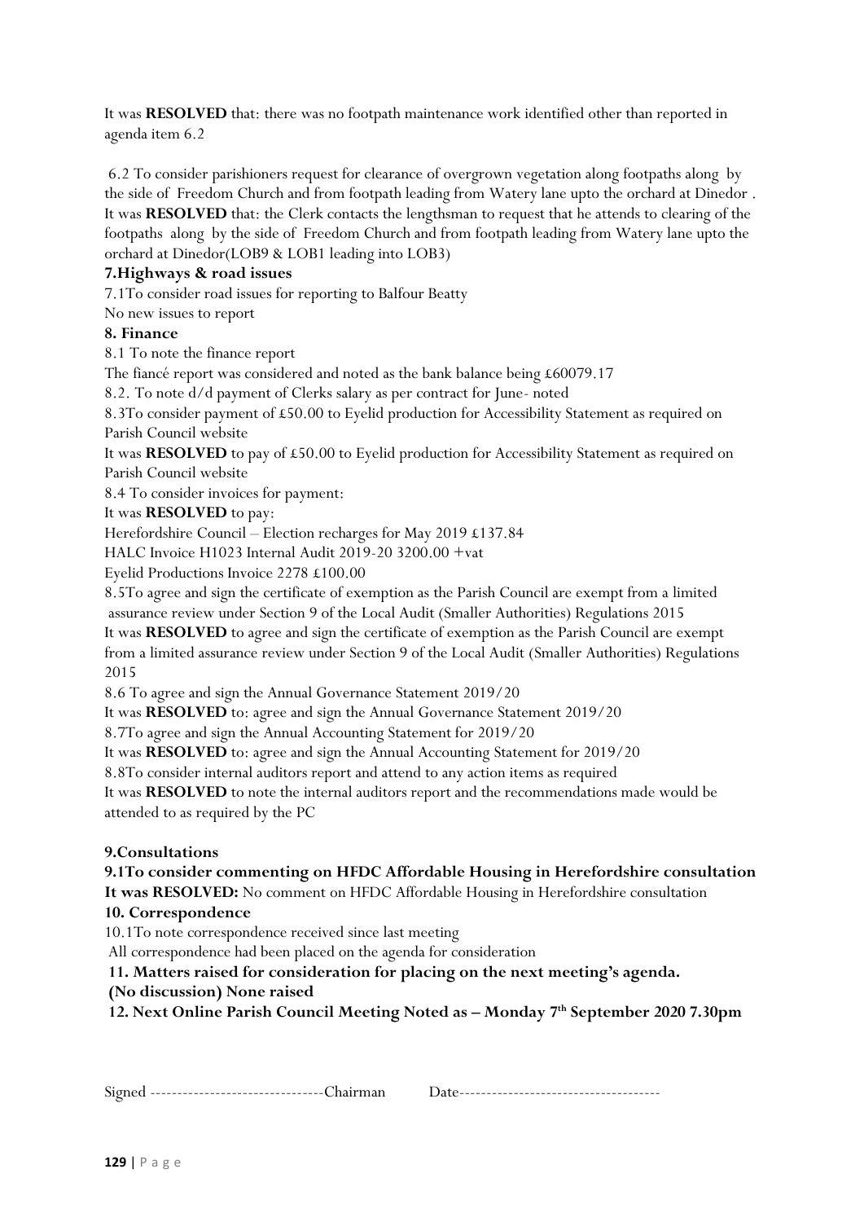It was **RESOLVED** that: there was no footpath maintenance work identified other than reported in agenda item 6.2

6.2 To consider parishioners request for clearance of overgrown vegetation along footpaths along by the side of Freedom Church and from footpath leading from Watery lane upto the orchard at Dinedor .
It was **RESOLVED** that: the Clerk contacts the lengthsman to request that he attends to clearing of the footpaths along by the side of Freedom Church and from footpath leading from Watery lane upto the orchard at Dinedor(LOB9 & LOB1 leading into LOB3)

**7.Highways & road issues**

7.1To consider road issues for reporting to Balfour Beatty
No new issues to report

**8. Finance**

8.1 To note the finance report
The fiancé report was considered and noted as the bank balance being £60079.17
8.2. To note d/d payment of Clerks salary as per contract for June- noted
8.3To consider payment of £50.00 to Eyelid production for Accessibility Statement as required on Parish Council website
It was **RESOLVED** to pay of £50.00 to Eyelid production for Accessibility Statement as required on Parish Council website
8.4 To consider invoices for payment:
It was **RESOLVED** to pay:
Herefordshire Council – Election recharges for May 2019 £137.84
HALC Invoice H1023 Internal Audit 2019-20 3200.00 +vat
Eyelid Productions Invoice 2278 £100.00
8.5To agree and sign the certificate of exemption as the Parish Council are exempt from a limited assurance review under Section 9 of the Local Audit (Smaller Authorities) Regulations 2015
It was **RESOLVED** to agree and sign the certificate of exemption as the Parish Council are exempt from a limited assurance review under Section 9 of the Local Audit (Smaller Authorities) Regulations 2015
8.6 To agree and sign the Annual Governance Statement 2019/20
It was **RESOLVED** to: agree and sign the Annual Governance Statement 2019/20
8.7To agree and sign the Annual Accounting Statement for 2019/20
It was **RESOLVED** to: agree and sign the Annual Accounting Statement for 2019/20
8.8To consider internal auditors report and attend to any action items as required
It was **RESOLVED** to note the internal auditors report and the recommendations made would be attended to as required by the PC

**9.Consultations**

**9.1To consider commenting on HFDC Affordable Housing in Herefordshire consultation**
**It was RESOLVED:** No comment on HFDC Affordable Housing in Herefordshire consultation

**10. Correspondence**

10.1To note correspondence received since last meeting
All correspondence had been placed on the agenda for consideration

**11. Matters raised for consideration for placing on the next meeting's agenda.**
**(No discussion) None raised**

**12. Next Online Parish Council Meeting Noted as – Monday 7th September 2020 7.30pm**

Signed --------------------------------Chairman Date-------------------------------------